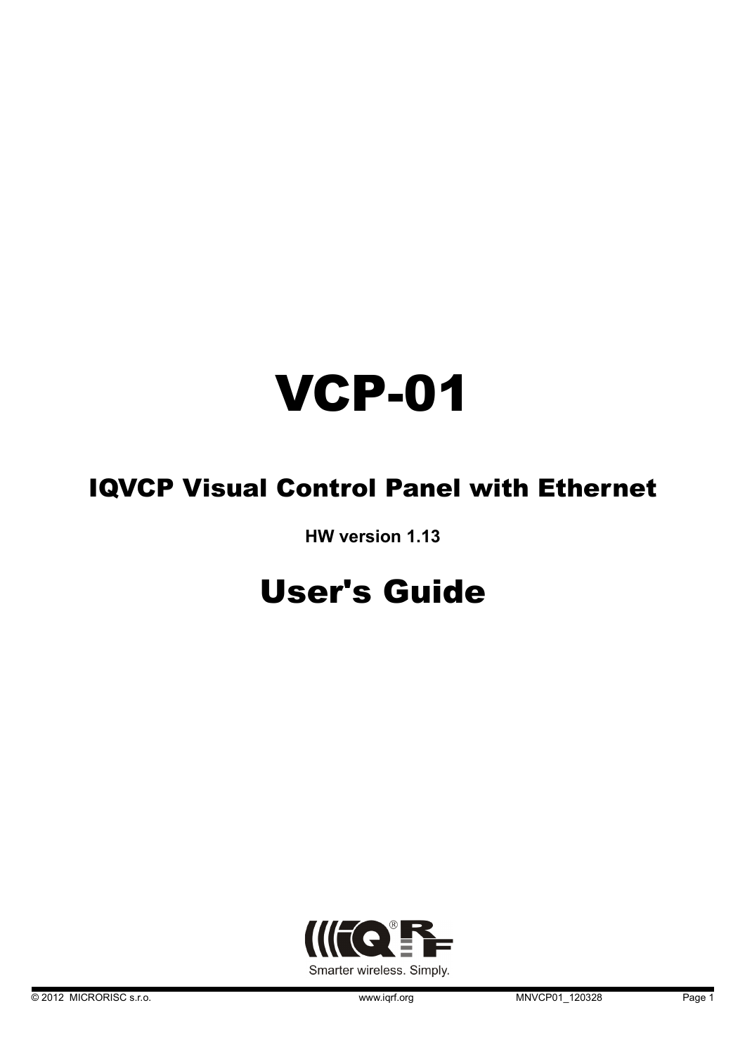# VCP-01

## IQVCP Visual Control Panel with Ethernet

**HW version 1.13**

# User's Guide

Smarter wireless. Simply.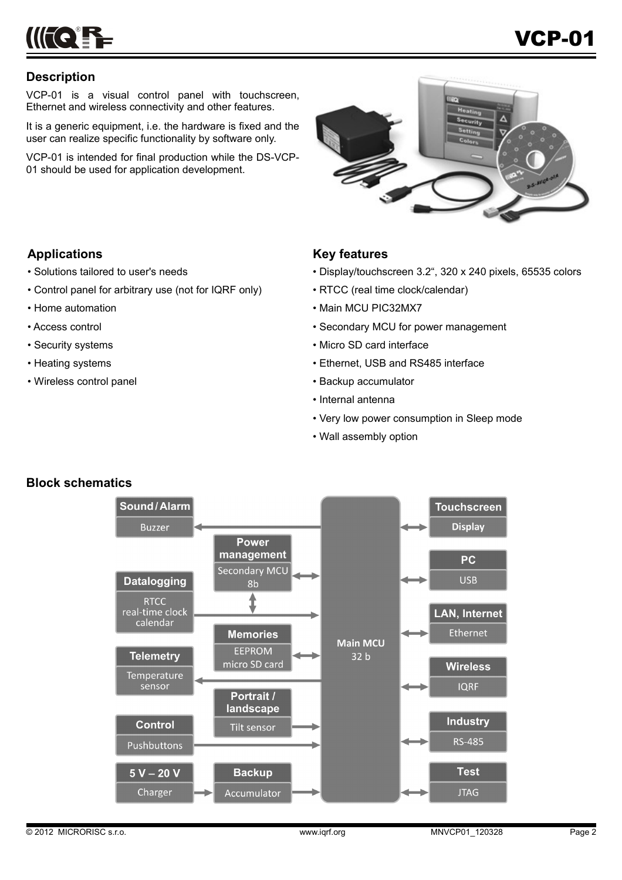## Description

VCP-01 is a visual control panel with touchscreen, Ethernet and wireless connectivity and other features.

It is a generic equipment, i.e. the hardware is fixed and the user can realize specific functionality by software only.

VCP-01 is intended for final production while the DS-VCP-01 should be used for application development.

## Applications

- Solutions tailored to user's needs
- Control panel for arbitrary use (not for IQRF only)
- Home automation
- Access control
- Security systems
- Heating systems
- Wireless control panel

## Key features

- Display/touchscreen 3.2“, 320 x 240 pixels, 65535 colors
- RTCC (real time clock/calendar)
- Main MCU PIC32MX7
- Secondary MCU for power management
- Micro SD card interface
- Ethernet, USB and RS485 interface
- Backup accumulator
- Internal antenna
- Very low power consumption in Sleep mode
- Wall assembly option

## Block schematics

- Sound / Alarm – Buzzer
- Power management – Secondary MCU 8b
- Datalogging – RTCC real-time clock calendar
- Memories – EEPROM, micro SD card
- Telemetry – Temperature sensor
- Portrait / landscape – Tilt sensor
- Control – Pushbuttons
- 5 V – 20 V – Charger
- Backup – Accumulator
- Main MCU 32 b
- Touchscreen – Display
- PC – USB
- LAN, Internet – Ethernet
- Wireless – IQRF
- Industry – RS-485
- Test – JTAG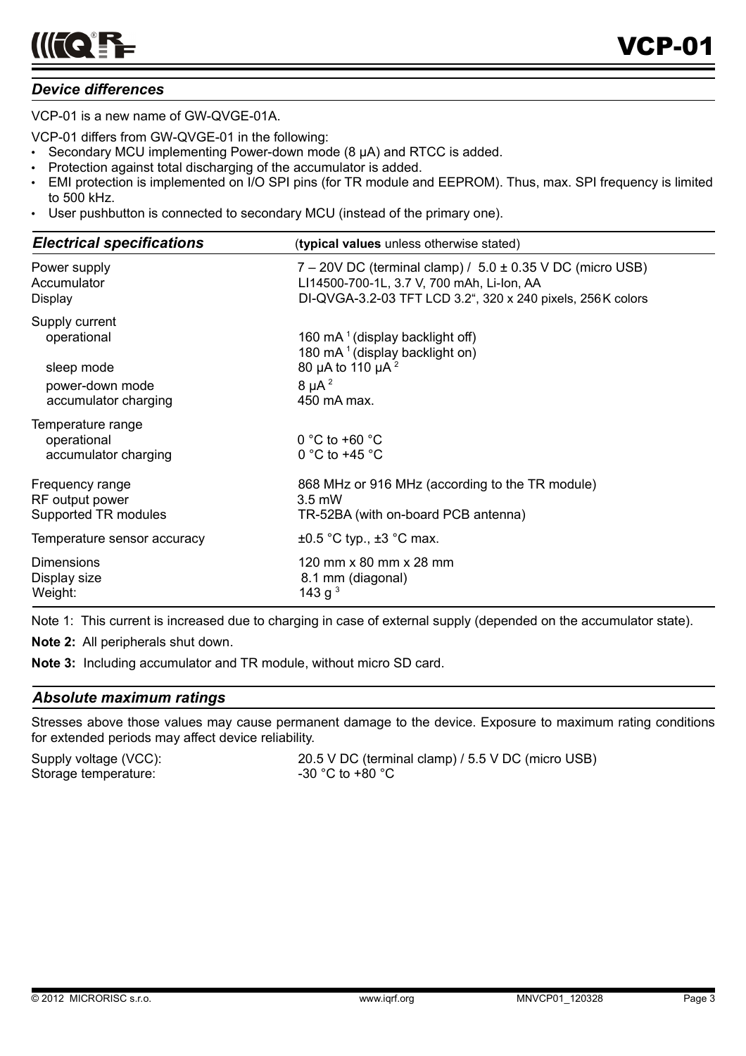## *Device differences*

VCP-01 is a new name of GW-QVGE-01A.

VCP-01 differs from GW-QVGE-01 in the following:

- Secondary MCU implementing Power-down mode (8 µA) and RTCC is added.
- Protection against total discharging of the accumulator is added.
- EMI protection is implemented on I/O SPI pins (for TR module and EEPROM). Thus, max. SPI frequency is limited to 500 kHz.
- User pushbutton is connected to secondary MCU (instead of the primary one).

## *Electrical specifications*

| *Electrical specifications* | (**typical values** unless otherwise stated) |
|---|---|
| Power supply | 7 – 20V DC (terminal clamp) / 5.0 ± 0.35 V DC (micro USB) |
| Accumulator | LI14500-700-1L, 3.7 V, 700 mAh, Li-Ion, AA |
| Display | DI-QVGA-3.2-03 TFT LCD 3.2", 320 x 240 pixels, 256K colors |
| Supply current | |
| operational | 160 mA [1] (display backlight off) |
| | 180 mA [1] (display backlight on) |
| sleep mode | 80 µA to 110 µA [2] |
| power-down mode | 8 µA [2] |
| accumulator charging | 450 mA max. |
| Temperature range | |
| operational | 0 °C to +60 °C |
| accumulator charging | 0 °C to +45 °C |
| Frequency range | 868 MHz or 916 MHz (according to the TR module) |
| RF output power | 3.5 mW |
| Supported TR modules | TR-52BA (with on-board PCB antenna) |
| Temperature sensor accuracy | ±0.5 °C typ., ±3 °C max. |
| Dimensions | 120 mm x 80 mm x 28 mm |
| Display size | 8.1 mm (diagonal) |
| Weight: | 143 g [3] |

Note 1: This current is increased due to charging in case of external supply (depended on the accumulator state).

**Note 2:** All peripherals shut down.

**Note 3:** Including accumulator and TR module, without micro SD card.

## *Absolute maximum ratings*

Stresses above those values may cause permanent damage to the device. Exposure to maximum rating conditions for extended periods may affect device reliability.

| | |
|---|---|
| Supply voltage (VCC): | 20.5 V DC (terminal clamp) / 5.5 V DC (micro USB) |
| Storage temperature: | -30 °C to +80 °C |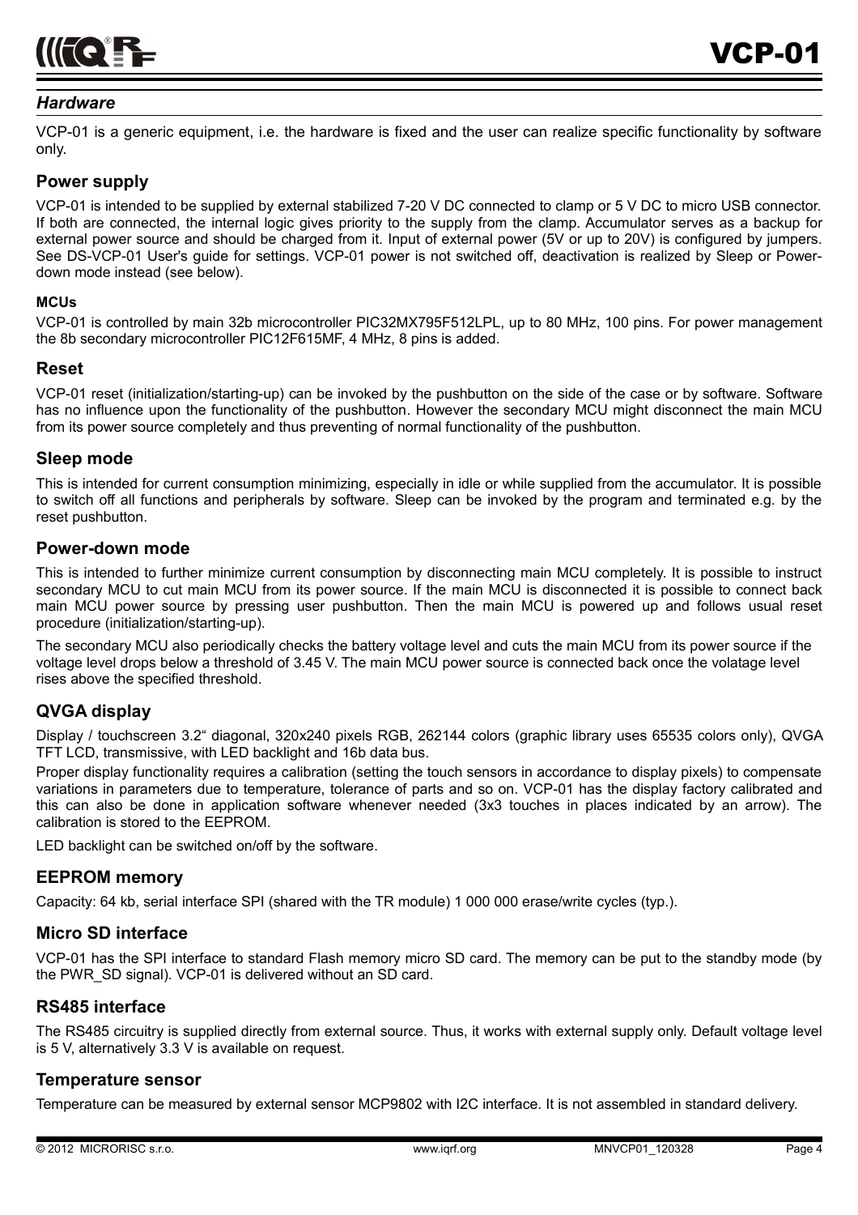## *Hardware*

VCP-01 is a generic equipment, i.e. the hardware is fixed and the user can realize specific functionality by software only.

### Power supply

VCP-01 is intended to be supplied by external stabilized 7-20 V DC connected to clamp or 5 V DC to micro USB connector. If both are connected, the internal logic gives priority to the supply from the clamp. Accumulator serves as a backup for external power source and should be charged from it. Input of external power (5V or up to 20V) is configured by jumpers. See DS-VCP-01 User's guide for settings. VCP-01 power is not switched off, deactivation is realized by Sleep or Power-down mode instead (see below).

#### MCUs

VCP-01 is controlled by main 32b microcontroller PIC32MX795F512LPL, up to 80 MHz, 100 pins. For power management the 8b secondary microcontroller PIC12F615MF, 4 MHz, 8 pins is added.

### Reset

VCP-01 reset (initialization/starting-up) can be invoked by the pushbutton on the side of the case or by software. Software has no influence upon the functionality of the pushbutton. However the secondary MCU might disconnect the main MCU from its power source completely and thus preventing of normal functionality of the pushbutton.

### Sleep mode

This is intended for current consumption minimizing, especially in idle or while supplied from the accumulator. It is possible to switch off all functions and peripherals by software. Sleep can be invoked by the program and terminated e.g. by the reset pushbutton.

### Power-down mode

This is intended to further minimize current consumption by disconnecting main MCU completely. It is possible to instruct secondary MCU to cut main MCU from its power source. If the main MCU is disconnected it is possible to connect back main MCU power source by pressing user pushbutton. Then the main MCU is powered up and follows usual reset procedure (initialization/starting-up).

The secondary MCU also periodically checks the battery voltage level and cuts the main MCU from its power source if the voltage level drops below a threshold of 3.45 V. The main MCU power source is connected back once the volatage level rises above the specified threshold.

### QVGA display

Display / touchscreen 3.2" diagonal, 320x240 pixels RGB, 262144 colors (graphic library uses 65535 colors only), QVGA TFT LCD, transmissive, with LED backlight and 16b data bus.

Proper display functionality requires a calibration (setting the touch sensors in accordance to display pixels) to compensate variations in parameters due to temperature, tolerance of parts and so on. VCP-01 has the display factory calibrated and this can also be done in application software whenever needed (3x3 touches in places indicated by an arrow). The calibration is stored to the EEPROM.

LED backlight can be switched on/off by the software.

### EEPROM memory

Capacity: 64 kb, serial interface SPI (shared with the TR module) 1 000 000 erase/write cycles (typ.).

### Micro SD interface

VCP-01 has the SPI interface to standard Flash memory micro SD card. The memory can be put to the standby mode (by the PWR_SD signal). VCP-01 is delivered without an SD card.

### RS485 interface

The RS485 circuitry is supplied directly from external source. Thus, it works with external supply only. Default voltage level is 5 V, alternatively 3.3 V is available on request.

### Temperature sensor

Temperature can be measured by external sensor MCP9802 with I2C interface. It is not assembled in standard delivery.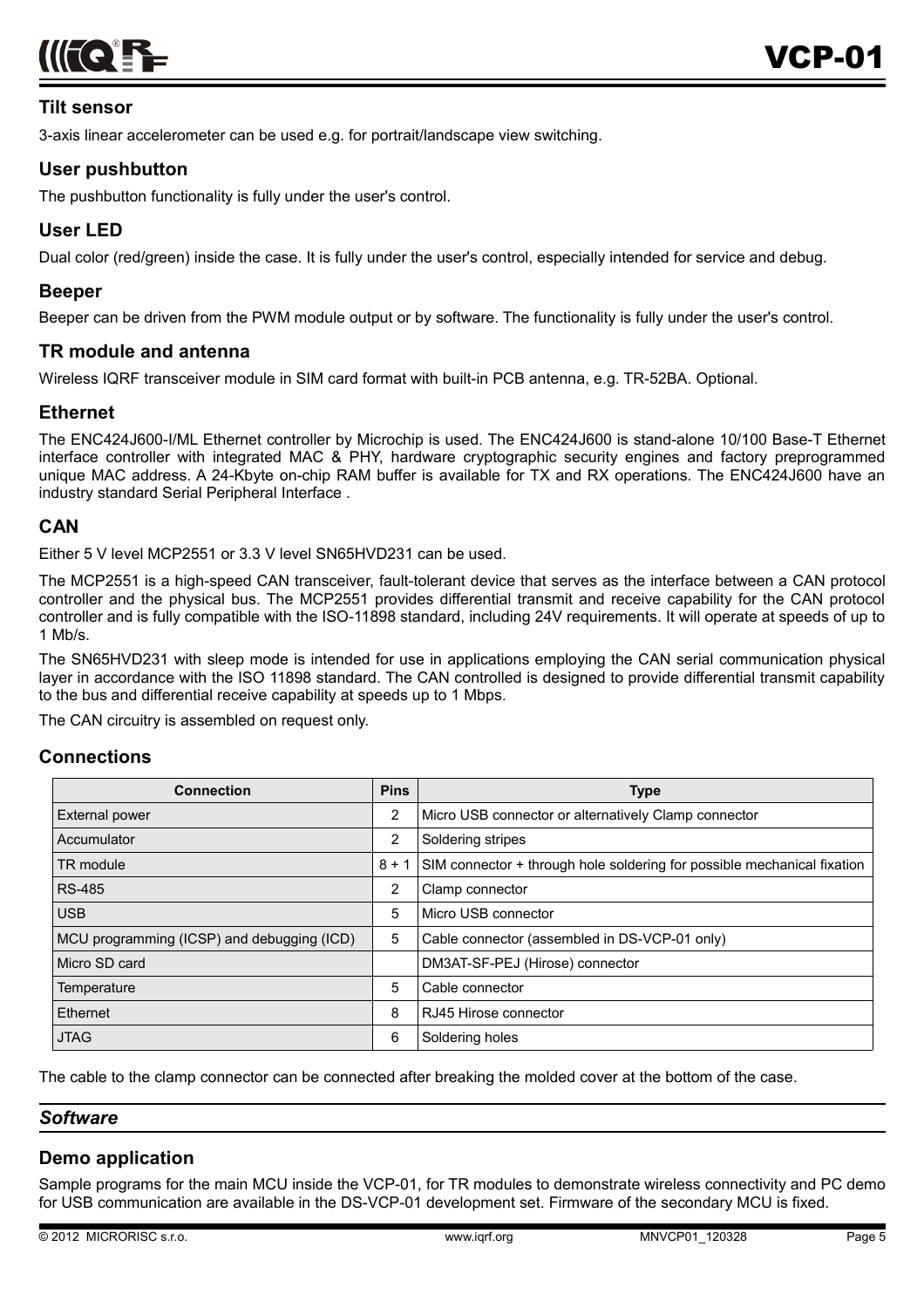### Tilt sensor

3-axis linear accelerometer can be used e.g. for portrait/landscape view switching.

### User pushbutton

The pushbutton functionality is fully under the user's control.

### User LED

Dual color (red/green) inside the case. It is fully under the user's control, especially intended for service and debug.

### Beeper

Beeper can be driven from the PWM module output or by software. The functionality is fully under the user's control.

### TR module and antenna

Wireless IQRF transceiver module in SIM card format with built-in PCB antenna, e.g. TR-52BA. Optional.

### Ethernet

The ENC424J600-I/ML Ethernet controller by Microchip is used. The ENC424J600 is stand-alone 10/100 Base-T Ethernet interface controller with integrated MAC & PHY, hardware cryptographic security engines and factory preprogrammed unique MAC address. A 24-Kbyte on-chip RAM buffer is available for TX and RX operations. The ENC424J600 have an industry standard Serial Peripheral Interface .

### CAN

Either 5 V level MCP2551 or 3.3 V level SN65HVD231 can be used.

The MCP2551 is a high-speed CAN transceiver, fault-tolerant device that serves as the interface between a CAN protocol controller and the physical bus. The MCP2551 provides differential transmit and receive capability for the CAN protocol controller and is fully compatible with the ISO-11898 standard, including 24V requirements. It will operate at speeds of up to 1 Mb/s.

The SN65HVD231 with sleep mode is intended for use in applications employing the CAN serial communication physical layer in accordance with the ISO 11898 standard. The CAN controlled is designed to provide differential transmit capability to the bus and differential receive capability at speeds up to 1 Mbps.

The CAN circuitry is assembled on request only.

### Connections

| Connection | Pins | Type |
|---|---|---|
| External power | 2 | Micro USB connector or alternatively Clamp connector |
| Accumulator | 2 | Soldering stripes |
| TR module | 8 + 1 | SIM connector + through hole soldering for possible mechanical fixation |
| RS-485 | 2 | Clamp connector |
| USB | 5 | Micro USB connector |
| MCU programming (ICSP) and debugging (ICD) | 5 | Cable connector (assembled in DS-VCP-01 only) |
| Micro SD card | | DM3AT-SF-PEJ (Hirose) connector |
| Temperature | 5 | Cable connector |
| Ethernet | 8 | RJ45 Hirose connector |
| JTAG | 6 | Soldering holes |

The cable to the clamp connector can be connected after breaking the molded cover at the bottom of the case.

## *Software*

### Demo application

Sample programs for the main MCU inside the VCP-01, for TR modules to demonstrate wireless connectivity and PC demo for USB communication are available in the DS-VCP-01 development set. Firmware of the secondary MCU is fixed.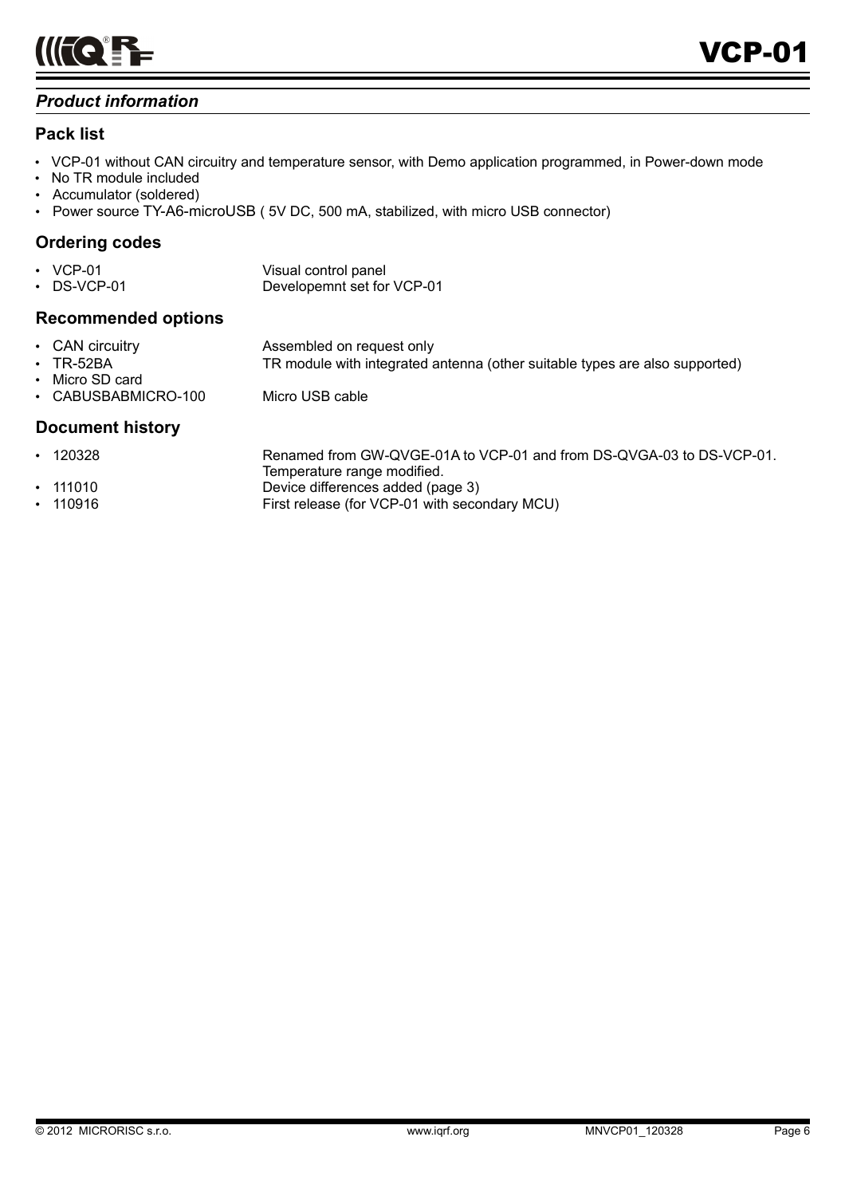## *Product information*

### Pack list

- VCP-01 without CAN circuitry and temperature sensor, with Demo application programmed, in Power-down mode
- No TR module included
- Accumulator (soldered)
- Power source TY-A6-microUSB ( 5V DC, 500 mA, stabilized, with micro USB connector)

### Ordering codes

| | |
|---|---|
| • VCP-01 | Visual control panel |
| • DS-VCP-01 | Developemnt set for VCP-01 |

### Recommended options

| | |
|---|---|
| • CAN circuitry | Assembled on request only |
| • TR-52BA | TR module with integrated antenna (other suitable types are also supported) |
| • Micro SD card | |
| • CABUSBABMICRO-100 | Micro USB cable |

### Document history

| | |
|---|---|
| • 120328 | Renamed from GW-QVGE-01A to VCP-01 and from DS-QVGA-03 to DS-VCP-01. Temperature range modified. |
| • 111010 | Device differences added (page 3) |
| • 110916 | First release (for VCP-01 with secondary MCU) |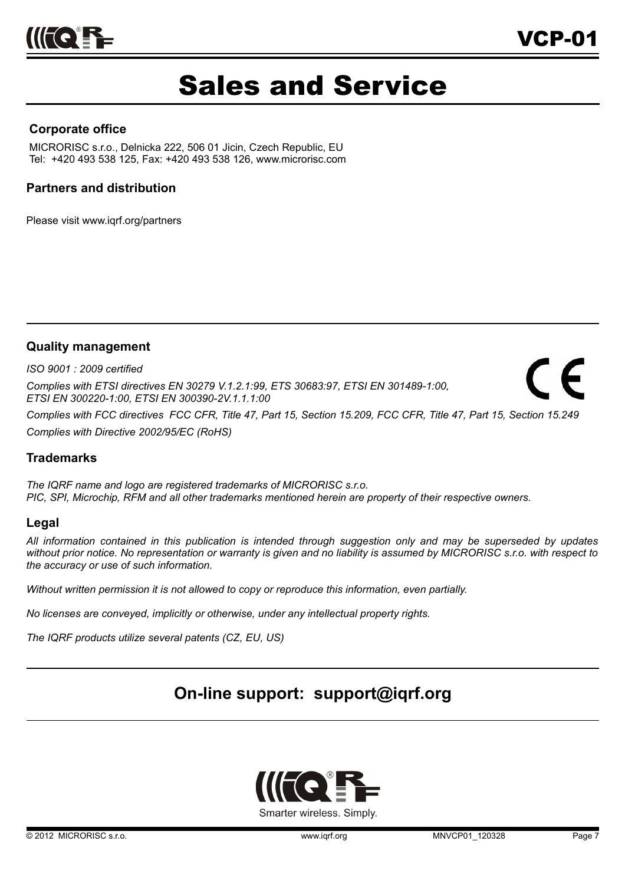# Sales and Service

### Corporate office

MICRORISC s.r.o., Delnicka 222, 506 01 Jicin, Czech Republic, EU
Tel: +420 493 538 125, Fax: +420 493 538 126, www.microrisc.com

### Partners and distribution

Please visit www.iqrf.org/partners

### Quality management

*ISO 9001 : 2009 certified*

*Complies with ETSI directives EN 30279 V.1.2.1:99, ETS 30683:97, ETSI EN 301489-1:00, ETSI EN 300220-1:00, ETSI EN 300390-2V.1.1.1:00*

*Complies with FCC directives FCC CFR, Title 47, Part 15, Section 15.209, FCC CFR, Title 47, Part 15, Section 15.249*

*Complies with Directive 2002/95/EC (RoHS)*

### Trademarks

*The IQRF name and logo are registered trademarks of MICRORISC s.r.o.*
*PIC, SPI, Microchip, RFM and all other trademarks mentioned herein are property of their respective owners.*

### Legal

*All information contained in this publication is intended through suggestion only and may be superseded by updates without prior notice. No representation or warranty is given and no liability is assumed by MICRORISC s.r.o. with respect to the accuracy or use of such information.*

*Without written permission it is not allowed to copy or reproduce this information, even partially.*

*No licenses are conveyed, implicitly or otherwise, under any intellectual property rights.*

*The IQRF products utilize several patents (CZ, EU, US)*

## On-line support: support@iqrf.org

Smarter wireless. Simply.